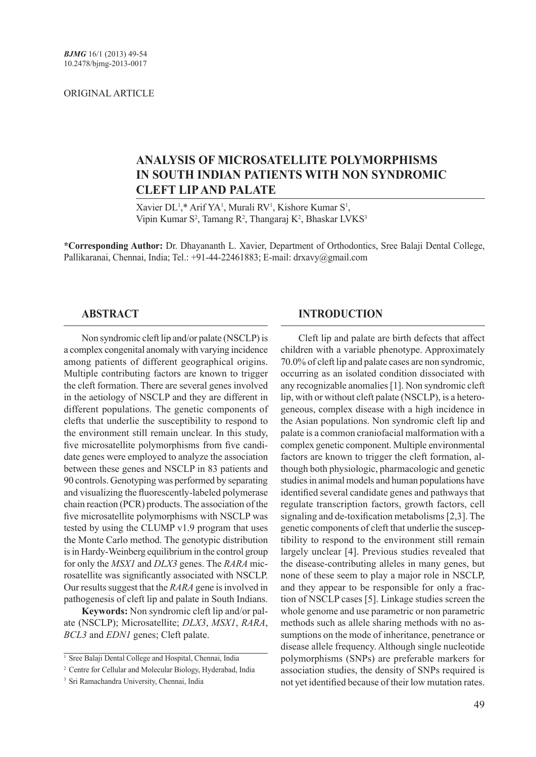ORIGINAL ARTICLE

# ANALYSIS OF MICROSATELLITE POLYMORPHISMS IN SOUTH INDIAN PATIENTS WITH NON SYNDROMIC CLEFT LIP AND PALATE

Xavier DL[1],* Arif YA[1], Murali RV[1], Kishore Kumar S[1], Vipin Kumar S[2], Tamang R[2], Thangaraj K[2], Bhaskar LVKS[3]

**\*Corresponding Author:** Dr. Dhayananth L. Xavier, Department of Orthodontics, Sree Balaji Dental College, Pallikaranai, Chennai, India; Tel.: +91-44-22461883; E-mail: drxavy@gmail.com

## ABSTRACT

Non syndromic cleft lip and/or palate (NSCLP) is a complex congenital anomaly with varying incidence among patients of different geographical origins. Multiple contributing factors are known to trigger the cleft formation. There are several genes involved in the aetiology of NSCLP and they are different in different populations. The genetic components of clefts that underlie the susceptibility to respond to the environment still remain unclear. In this study, five microsatellite polymorphisms from five candidate genes were employed to analyze the association between these genes and NSCLP in 83 patients and 90 controls. Genotyping was performed by separating and visualizing the fluorescently-labeled polymerase chain reaction (PCR) products. The association of the five microsatellite polymorphisms with NSCLP was tested by using the CLUMP v1.9 program that uses the Monte Carlo method. The genotypic distribution is in Hardy-Weinberg equilibrium in the control group for only the *MSX1* and *DLX3* genes. The *RARA* microsatellite was significantly associated with NSCLP. Our results suggest that the *RARA* gene is involved in pathogenesis of cleft lip and palate in South Indians.

**Keywords:** Non syndromic cleft lip and/or palate (NSCLP); Microsatellite; *DLX3*, *MSX1*, *RARA*, *BCL3* and *EDN1* genes; Cleft palate.

[1] Sree Balaji Dental College and Hospital, Chennai, India

[2] Centre for Cellular and Molecular Biology, Hyderabad, India

[3] Sri Ramachandra University, Chennai, India

## INTRODUCTION

Cleft lip and palate are birth defects that affect children with a variable phenotype. Approximately 70.0% of cleft lip and palate cases are non syndromic, occurring as an isolated condition dissociated with any recognizable anomalies [1]. Non syndromic cleft lip, with or without cleft palate (NSCLP), is a heterogeneous, complex disease with a high incidence in the Asian populations. Non syndromic cleft lip and palate is a common craniofacial malformation with a complex genetic component. Multiple environmental factors are known to trigger the cleft formation, although both physiologic, pharmacologic and genetic studies in animal models and human populations have identified several candidate genes and pathways that regulate transcription factors, growth factors, cell signaling and de-toxification metabolisms [2,3]. The genetic components of cleft that underlie the susceptibility to respond to the environment still remain largely unclear [4]. Previous studies revealed that the disease-contributing alleles in many genes, but none of these seem to play a major role in NSCLP, and they appear to be responsible for only a fraction of NSCLP cases [5]. Linkage studies screen the whole genome and use parametric or non parametric methods such as allele sharing methods with no assumptions on the mode of inheritance, penetrance or disease allele frequency. Although single nucleotide polymorphisms (SNPs) are preferable markers for association studies, the density of SNPs required is not yet identified because of their low mutation rates.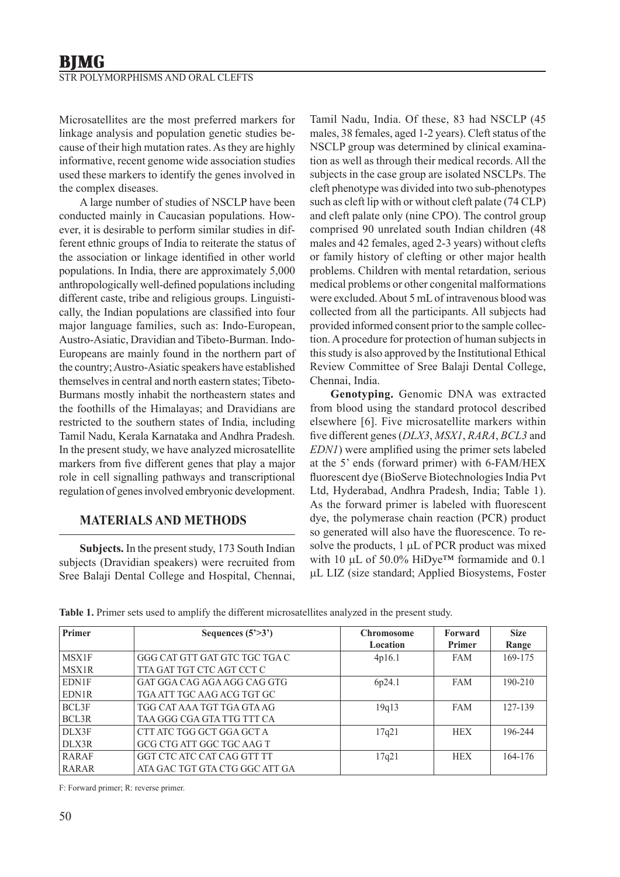Microsatellites are the most preferred markers for linkage analysis and population genetic studies because of their high mutation rates. As they are highly informative, recent genome wide association studies used these markers to identify the genes involved in the complex diseases.

A large number of studies of NSCLP have been conducted mainly in Caucasian populations. However, it is desirable to perform similar studies in different ethnic groups of India to reiterate the status of the association or linkage identified in other world populations. In India, there are approximately 5,000 anthropologically well-defined populations including different caste, tribe and religious groups. Linguistically, the Indian populations are classified into four major language families, such as: Indo-European, Austro-Asiatic, Dravidian and Tibeto-Burman. Indo-Europeans are mainly found in the northern part of the country; Austro-Asiatic speakers have established themselves in central and north eastern states; Tibeto-Burmans mostly inhabit the northeastern states and the foothills of the Himalayas; and Dravidians are restricted to the southern states of India, including Tamil Nadu, Kerala Karnataka and Andhra Pradesh. In the present study, we have analyzed microsatellite markers from five different genes that play a major role in cell signalling pathways and transcriptional regulation of genes involved embryonic development.

## MATERIALS AND METHODS

**Subjects.** In the present study, 173 South Indian subjects (Dravidian speakers) were recruited from Sree Balaji Dental College and Hospital, Chennai, Tamil Nadu, India. Of these, 83 had NSCLP (45 males, 38 females, aged 1-2 years). Cleft status of the NSCLP group was determined by clinical examination as well as through their medical records. All the subjects in the case group are isolated NSCLPs. The cleft phenotype was divided into two sub-phenotypes such as cleft lip with or without cleft palate (74 CLP) and cleft palate only (nine CPO). The control group comprised 90 unrelated south Indian children (48 males and 42 females, aged 2-3 years) without clefts or family history of clefting or other major health problems. Children with mental retardation, serious medical problems or other congenital malformations were excluded. About 5 mL of intravenous blood was collected from all the participants. All subjects had provided informed consent prior to the sample collection. A procedure for protection of human subjects in this study is also approved by the Institutional Ethical Review Committee of Sree Balaji Dental College, Chennai, India.

**Genotyping.** Genomic DNA was extracted from blood using the standard protocol described elsewhere [6]. Five microsatellite markers within five different genes (*DLX3*, *MSX1*, *RARA*, *BCL3* and *EDN1*) were amplified using the primer sets labeled at the 5' ends (forward primer) with 6-FAM/HEX fluorescent dye (BioServe Biotechnologies India Pvt Ltd, Hyderabad, Andhra Pradesh, India; Table 1). As the forward primer is labeled with fluorescent dye, the polymerase chain reaction (PCR) product so generated will also have the fluorescence. To resolve the products, 1 μL of PCR product was mixed with 10 μL of 50.0% HiDye™ formamide and 0.1 μL LIZ (size standard; Applied Biosystems, Foster

**Table 1.** Primer sets used to amplify the different microsatellites analyzed in the present study.

| Primer | Sequences (5'>3') | Chromosome Location | Forward Primer | Size Range |
|---|---|---|---|---|
| MSX1F | GGG CAT GTT GAT GTC TGC TGA C | 4p16.1 | FAM | 169-175 |
| MSX1R | TTA GAT TGT CTC AGT CCT C | | | |
| EDN1F | GAT GGA CAG AGA AGG CAG GTG | 6p24.1 | FAM | 190-210 |
| EDN1R | TGA ATT TGC AAG ACG TGT GC | | | |
| BCL3F | TGG CAT AAA TGT TGA GTA AG | 19q13 | FAM | 127-139 |
| BCL3R | TAA GGG CGA GTA TTG TTT CA | | | |
| DLX3F | CTT ATC TGG GCT GGA GCT A | 17q21 | HEX | 196-244 |
| DLX3R | GCG CTG ATT GGC TGC AAG T | | | |
| RARAF | GGT CTC ATC CAT CAG GTT TT | 17q21 | HEX | 164-176 |
| RARAR | ATA GAC TGT GTA CTG GGC ATT GA | | | |

F: Forward primer; R: reverse primer.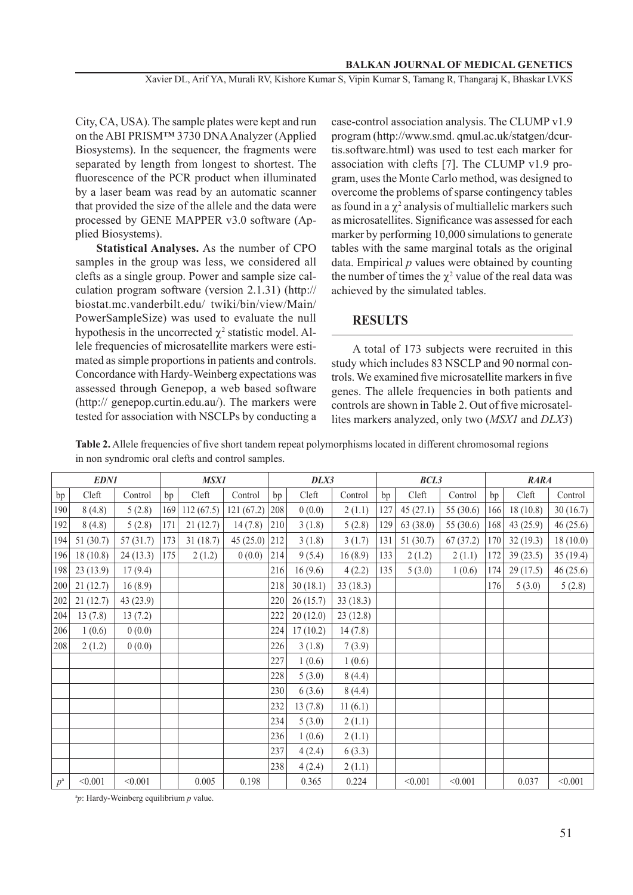City, CA, USA). The sample plates were kept and run on the ABI PRISM™ 3730 DNA Analyzer (Applied Biosystems). In the sequencer, the fragments were separated by length from longest to shortest. The fluorescence of the PCR product when illuminated by a laser beam was read by an automatic scanner that provided the size of the allele and the data were processed by GENE MAPPER v3.0 software (Applied Biosystems).

**Statistical Analyses.** As the number of CPO samples in the group was less, we considered all clefts as a single group. Power and sample size calculation program software (version 2.1.31) (http:// biostat.mc.vanderbilt.edu/ twiki/bin/view/Main/ PowerSampleSize) was used to evaluate the null hypothesis in the uncorrected $\chi^2$ statistic model. Allele frequencies of microsatellite markers were estimated as simple proportions in patients and controls. Concordance with Hardy-Weinberg expectations was assessed through Genepop, a web based software (http:// genepop.curtin.edu.au/). The markers were tested for association with NSCLPs by conducting a case-control association analysis. The CLUMP v1.9 program (http://www.smd. qmul.ac.uk/statgen/dcurtis.software.html) was used to test each marker for association with clefts [7]. The CLUMP v1.9 program, uses the Monte Carlo method, was designed to overcome the problems of sparse contingency tables as found in a $\chi^2$ analysis of multiallelic markers such as microsatellites. Significance was assessed for each marker by performing 10,000 simulations to generate tables with the same marginal totals as the original data. Empirical $p$ values were obtained by counting the number of times the $\chi^2$ value of the real data was achieved by the simulated tables.

## RESULTS

A total of 173 subjects were recruited in this study which includes 83 NSCLP and 90 normal controls. We examined five microsatellite markers in five genes. The allele frequencies in both patients and controls are shown in Table 2. Out of five microsatellites markers analyzed, only two (*MSX1* and *DLX3*)

**Table 2.** Allele frequencies of five short tandem repeat polymorphisms located in different chromosomal regions in non syndromic oral clefts and control samples.

| *EDN1* | | | *MSX1* | | | *DLX3* | | | *BCL3* | | | *RARA* | | |
|---|---|---|---|---|---|---|---|---|---|---|---|---|---|---|
| bp | Cleft | Control | bp | Cleft | Control | bp | Cleft | Control | bp | Cleft | Control | bp | Cleft | Control |
| 190 | 8 (4.8) | 5 (2.8) | 169 | 112 (67.5) | 121 (67.2) | 208 | 0 (0.0) | 2 (1.1) | 127 | 45 (27.1) | 55 (30.6) | 166 | 18 (10.8) | 30 (16.7) |
| 192 | 8 (4.8) | 5 (2.8) | 171 | 21 (12.7) | 14 (7.8) | 210 | 3 (1.8) | 5 (2.8) | 129 | 63 (38.0) | 55 (30.6) | 168 | 43 (25.9) | 46 (25.6) |
| 194 | 51 (30.7) | 57 (31.7) | 173 | 31 (18.7) | 45 (25.0) | 212 | 3 (1.8) | 3 (1.7) | 131 | 51 (30.7) | 67 (37.2) | 170 | 32 (19.3) | 18 (10.0) |
| 196 | 18 (10.8) | 24 (13.3) | 175 | 2 (1.2) | 0 (0.0) | 214 | 9 (5.4) | 16 (8.9) | 133 | 2 (1.2) | 2 (1.1) | 172 | 39 (23.5) | 35 (19.4) |
| 198 | 23 (13.9) | 17 (9.4) | | | | 216 | 16 (9.6) | 4 (2.2) | 135 | 5 (3.0) | 1 (0.6) | 174 | 29 (17.5) | 46 (25.6) |
| 200 | 21 (12.7) | 16 (8.9) | | | | 218 | 30 (18.1) | 33 (18.3) | | | | 176 | 5 (3.0) | 5 (2.8) |
| 202 | 21 (12.7) | 43 (23.9) | | | | 220 | 26 (15.7) | 33 (18.3) | | | | | | |
| 204 | 13 (7.8) | 13 (7.2) | | | | 222 | 20 (12.0) | 23 (12.8) | | | | | | |
| 206 | 1 (0.6) | 0 (0.0) | | | | 224 | 17 (10.2) | 14 (7.8) | | | | | | |
| 208 | 2 (1.2) | 0 (0.0) | | | | 226 | 3 (1.8) | 7 (3.9) | | | | | | |
| | | | | | | 227 | 1 (0.6) | 1 (0.6) | | | | | | |
| | | | | | | 228 | 5 (3.0) | 8 (4.4) | | | | | | |
| | | | | | | 230 | 6 (3.6) | 8 (4.4) | | | | | | |
| | | | | | | 232 | 13 (7.8) | 11 (6.1) | | | | | | |
| | | | | | | 234 | 5 (3.0) | 2 (1.1) | | | | | | |
| | | | | | | 236 | 1 (0.6) | 2 (1.1) | | | | | | |
| | | | | | | 237 | 4 (2.4) | 6 (3.3) | | | | | | |
| | | | | | | 238 | 4 (2.4) | 2 (1.1) | | | | | | |
| $p$[a] | <0.001 | <0.001 | | 0.005 | 0.198 | | 0.365 | 0.224 | | <0.001 | <0.001 | | 0.037 | <0.001 |

[a] $p$: Hardy-Weinberg equilibrium $p$ value.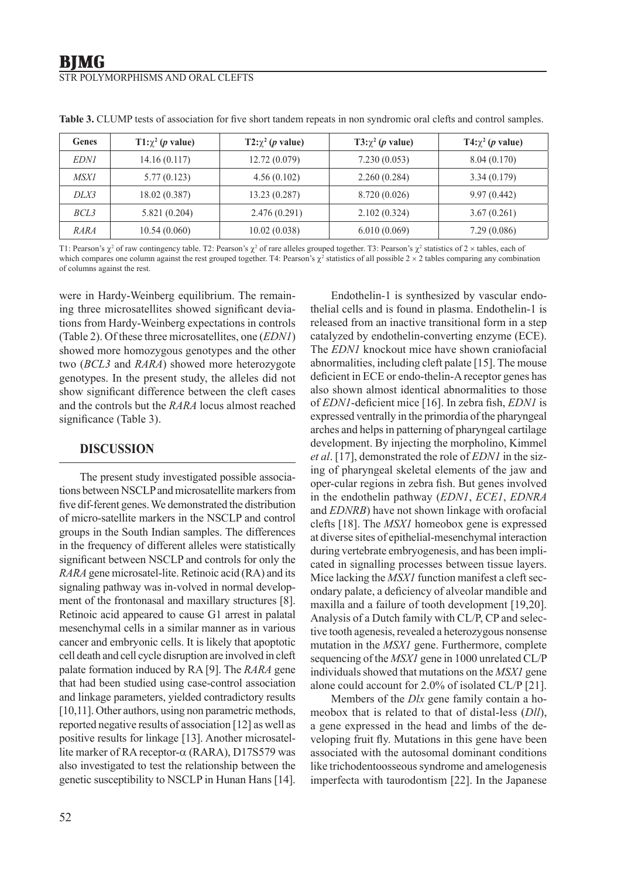**Table 3.** CLUMP tests of association for five short tandem repeats in non syndromic oral clefts and control samples.

| Genes | T1:$\chi^2$ (*p* value) | T2:$\chi^2$ (*p* value) | T3:$\chi^2$ (*p* value) | T4:$\chi^2$ (*p* value) |
|---|---|---|---|---|
| *EDN1* | 14.16 (0.117) | 12.72 (0.079) | 7.230 (0.053) | 8.04 (0.170) |
| *MSX1* | 5.77 (0.123) | 4.56 (0.102) | 2.260 (0.284) | 3.34 (0.179) |
| *DLX3* | 18.02 (0.387) | 13.23 (0.287) | 8.720 (0.026) | 9.97 (0.442) |
| *BCL3* | 5.821 (0.204) | 2.476 (0.291) | 2.102 (0.324) | 3.67 (0.261) |
| *RARA* | 10.54 (0.060) | 10.02 (0.038) | 6.010 (0.069) | 7.29 (0.086) |

T1: Pearson's $\chi^2$ of raw contingency table. T2: Pearson's $\chi^2$ of rare alleles grouped together. T3: Pearson's $\chi^2$ statistics of 2 × tables, each of which compares one column against the rest grouped together. T4: Pearson's $\chi^2$ statistics of all possible 2 × 2 tables comparing any combination of columns against the rest.

were in Hardy-Weinberg equilibrium. The remaining three microsatellites showed significant deviations from Hardy-Weinberg expectations in controls (Table 2). Of these three microsatellites, one (*EDN1*) showed more homozygous genotypes and the other two (*BCL3* and *RARA*) showed more heterozygote genotypes. In the present study, the alleles did not show significant difference between the cleft cases and the controls but the *RARA* locus almost reached significance (Table 3).

## DISCUSSION

The present study investigated possible associations between NSCLP and microsatellite markers from five dif-ferent genes. We demonstrated the distribution of micro-satellite markers in the NSCLP and control groups in the South Indian samples. The differences in the frequency of different alleles were statistically significant between NSCLP and controls for only the *RARA* gene microsatel-lite. Retinoic acid (RA) and its signaling pathway was in-volved in normal development of the frontonasal and maxillary structures [8]. Retinoic acid appeared to cause G1 arrest in palatal mesenchymal cells in a similar manner as in various cancer and embryonic cells. It is likely that apoptotic cell death and cell cycle disruption are involved in cleft palate formation induced by RA [9]. The *RARA* gene that had been studied using case-control association and linkage parameters, yielded contradictory results [10,11]. Other authors, using non parametric methods, reported negative results of association [12] as well as positive results for linkage [13]. Another microsatellite marker of RA receptor-α (RARA), D17S579 was also investigated to test the relationship between the genetic susceptibility to NSCLP in Hunan Hans [14].

Endothelin-1 is synthesized by vascular endothelial cells and is found in plasma. Endothelin-1 is released from an inactive transitional form in a step catalyzed by endothelin-converting enzyme (ECE). The *EDN1* knockout mice have shown craniofacial abnormalities, including cleft palate [15]. The mouse deficient in ECE or endo-thelin-A receptor genes has also shown almost identical abnormalities to those of *EDN1*-deficient mice [16]. In zebra fish, *EDN1* is expressed ventrally in the primordia of the pharyngeal arches and helps in patterning of pharyngeal cartilage development. By injecting the morpholino, Kimmel *et al*. [17], demonstrated the role of *EDN1* in the sizing of pharyngeal skeletal elements of the jaw and oper-cular regions in zebra fish. But genes involved in the endothelin pathway (*EDN1*, *ECE1*, *EDNRA* and *EDNRB*) have not shown linkage with orofacial clefts [18]. The *MSX1* homeobox gene is expressed at diverse sites of epithelial-mesenchymal interaction during vertebrate embryogenesis, and has been implicated in signalling processes between tissue layers. Mice lacking the *MSX1* function manifest a cleft secondary palate, a deficiency of alveolar mandible and maxilla and a failure of tooth development [19,20]. Analysis of a Dutch family with CL/P, CP and selective tooth agenesis, revealed a heterozygous nonsense mutation in the *MSX1* gene. Furthermore, complete sequencing of the *MSX1* gene in 1000 unrelated CL/P individuals showed that mutations on the *MSX1* gene alone could account for 2.0% of isolated CL/P [21].

Members of the *Dlx* gene family contain a homeobox that is related to that of distal-less (*Dll*), a gene expressed in the head and limbs of the developing fruit fly. Mutations in this gene have been associated with the autosomal dominant conditions like trichodentoosseous syndrome and amelogenesis imperfecta with taurodontism [22]. In the Japanese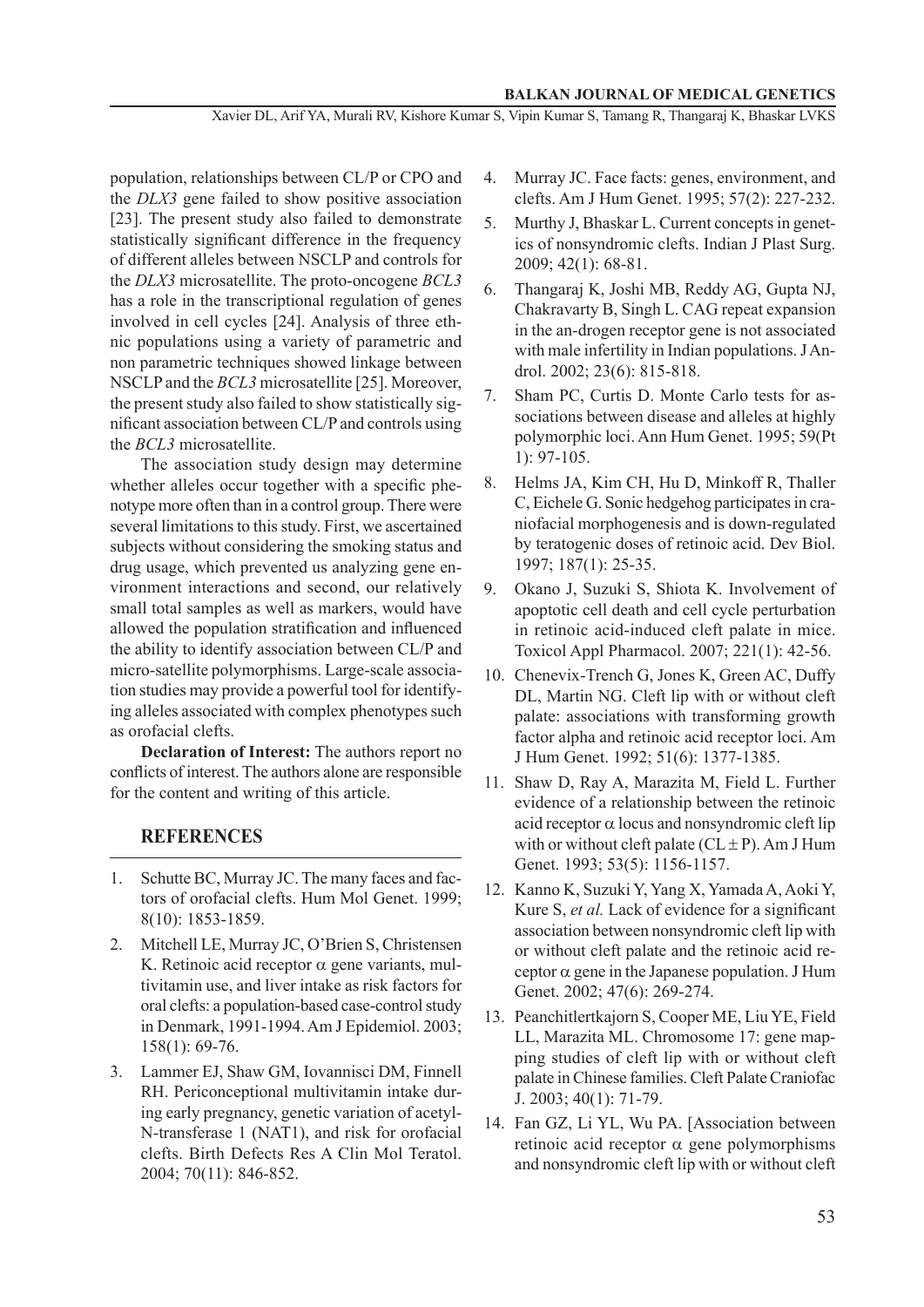population, relationships between CL/P or CPO and the *DLX3* gene failed to show positive association [23]. The present study also failed to demonstrate statistically significant difference in the frequency of different alleles between NSCLP and controls for the *DLX3* microsatellite. The proto-oncogene *BCL3* has a role in the transcriptional regulation of genes involved in cell cycles [24]. Analysis of three ethnic populations using a variety of parametric and non parametric techniques showed linkage between NSCLP and the *BCL3* microsatellite [25]. Moreover, the present study also failed to show statistically significant association between CL/P and controls using the *BCL3* microsatellite.

The association study design may determine whether alleles occur together with a specific phenotype more often than in a control group. There were several limitations to this study. First, we ascertained subjects without considering the smoking status and drug usage, which prevented us analyzing gene environment interactions and second, our relatively small total samples as well as markers, would have allowed the population stratification and influenced the ability to identify association between CL/P and micro-satellite polymorphisms. Large-scale association studies may provide a powerful tool for identifying alleles associated with complex phenotypes such as orofacial clefts.

**Declaration of Interest:** The authors report no conflicts of interest. The authors alone are responsible for the content and writing of this article.

## REFERENCES

1. Schutte BC, Murray JC. The many faces and factors of orofacial clefts. Hum Mol Genet. 1999; 8(10): 1853-1859.
2. Mitchell LE, Murray JC, O'Brien S, Christensen K. Retinoic acid receptor α gene variants, multivitamin use, and liver intake as risk factors for oral clefts: a population-based case-control study in Denmark, 1991-1994. Am J Epidemiol. 2003; 158(1): 69-76.
3. Lammer EJ, Shaw GM, Iovannisci DM, Finnell RH. Periconceptional multivitamin intake during early pregnancy, genetic variation of acetyl-N-transferase 1 (NAT1), and risk for orofacial clefts. Birth Defects Res A Clin Mol Teratol. 2004; 70(11): 846-852.
4. Murray JC. Face facts: genes, environment, and clefts. Am J Hum Genet. 1995; 57(2): 227-232.
5. Murthy J, Bhaskar L. Current concepts in genetics of nonsyndromic clefts. Indian J Plast Surg. 2009; 42(1): 68-81.
6. Thangaraj K, Joshi MB, Reddy AG, Gupta NJ, Chakravarty B, Singh L. CAG repeat expansion in the an-drogen receptor gene is not associated with male infertility in Indian populations. J Androl. 2002; 23(6): 815-818.
7. Sham PC, Curtis D. Monte Carlo tests for associations between disease and alleles at highly polymorphic loci. Ann Hum Genet. 1995; 59(Pt 1): 97-105.
8. Helms JA, Kim CH, Hu D, Minkoff R, Thaller C, Eichele G. Sonic hedgehog participates in craniofacial morphogenesis and is down-regulated by teratogenic doses of retinoic acid. Dev Biol. 1997; 187(1): 25-35.
9. Okano J, Suzuki S, Shiota K. Involvement of apoptotic cell death and cell cycle perturbation in retinoic acid-induced cleft palate in mice. Toxicol Appl Pharmacol. 2007; 221(1): 42-56.
10. Chenevix-Trench G, Jones K, Green AC, Duffy DL, Martin NG. Cleft lip with or without cleft palate: associations with transforming growth factor alpha and retinoic acid receptor loci. Am J Hum Genet. 1992; 51(6): 1377-1385.
11. Shaw D, Ray A, Marazita M, Field L. Further evidence of a relationship between the retinoic acid receptor α locus and nonsyndromic cleft lip with or without cleft palate (CL ± P). Am J Hum Genet. 1993; 53(5): 1156-1157.
12. Kanno K, Suzuki Y, Yang X, Yamada A, Aoki Y, Kure S, *et al.* Lack of evidence for a significant association between nonsyndromic cleft lip with or without cleft palate and the retinoic acid receptor α gene in the Japanese population. J Hum Genet. 2002; 47(6): 269-274.
13. Peanchitlertkajorn S, Cooper ME, Liu YE, Field LL, Marazita ML. Chromosome 17: gene mapping studies of cleft lip with or without cleft palate in Chinese families. Cleft Palate Craniofac J. 2003; 40(1): 71-79.
14. Fan GZ, Li YL, Wu PA. [Association between retinoic acid receptor α gene polymorphisms and nonsyndromic cleft lip with or without cleft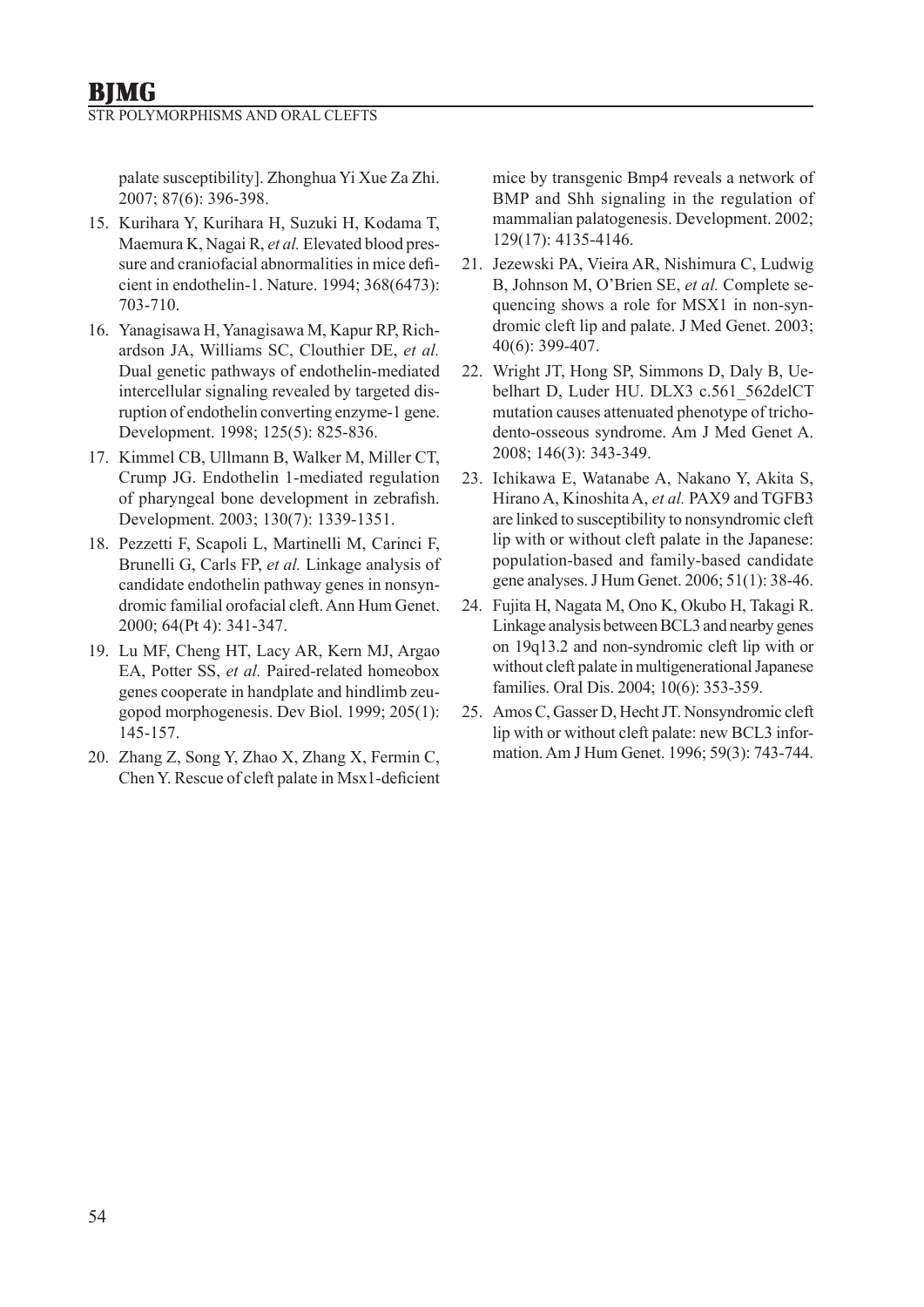palate susceptibility]. Zhonghua Yi Xue Za Zhi. 2007; 87(6): 396-398.

15. Kurihara Y, Kurihara H, Suzuki H, Kodama T, Maemura K, Nagai R, *et al.* Elevated blood pressure and craniofacial abnormalities in mice deficient in endothelin-1. Nature. 1994; 368(6473): 703-710.
16. Yanagisawa H, Yanagisawa M, Kapur RP, Richardson JA, Williams SC, Clouthier DE, *et al.* Dual genetic pathways of endothelin-mediated intercellular signaling revealed by targeted disruption of endothelin converting enzyme-1 gene. Development. 1998; 125(5): 825-836.
17. Kimmel CB, Ullmann B, Walker M, Miller CT, Crump JG. Endothelin 1-mediated regulation of pharyngeal bone development in zebrafish. Development. 2003; 130(7): 1339-1351.
18. Pezzetti F, Scapoli L, Martinelli M, Carinci F, Brunelli G, Carls FP, *et al.* Linkage analysis of candidate endothelin pathway genes in nonsyndromic familial orofacial cleft. Ann Hum Genet. 2000; 64(Pt 4): 341-347.
19. Lu MF, Cheng HT, Lacy AR, Kern MJ, Argao EA, Potter SS, *et al.* Paired-related homeobox genes cooperate in handplate and hindlimb zeugopod morphogenesis. Dev Biol. 1999; 205(1): 145-157.
20. Zhang Z, Song Y, Zhao X, Zhang X, Fermin C, Chen Y. Rescue of cleft palate in Msx1-deficient mice by transgenic Bmp4 reveals a network of BMP and Shh signaling in the regulation of mammalian palatogenesis. Development. 2002; 129(17): 4135-4146.
21. Jezewski PA, Vieira AR, Nishimura C, Ludwig B, Johnson M, O'Brien SE, *et al.* Complete sequencing shows a role for MSX1 in non-syndromic cleft lip and palate. J Med Genet. 2003; 40(6): 399-407.
22. Wright JT, Hong SP, Simmons D, Daly B, Uebelhart D, Luder HU. DLX3 c.561_562delCT mutation causes attenuated phenotype of tricho-dento-osseous syndrome. Am J Med Genet A. 2008; 146(3): 343-349.
23. Ichikawa E, Watanabe A, Nakano Y, Akita S, Hirano A, Kinoshita A, *et al.* PAX9 and TGFB3 are linked to susceptibility to nonsyndromic cleft lip with or without cleft palate in the Japanese: population-based and family-based candidate gene analyses. J Hum Genet. 2006; 51(1): 38-46.
24. Fujita H, Nagata M, Ono K, Okubo H, Takagi R. Linkage analysis between BCL3 and nearby genes on 19q13.2 and non-syndromic cleft lip with or without cleft palate in multigenerational Japanese families. Oral Dis. 2004; 10(6): 353-359.
25. Amos C, Gasser D, Hecht JT. Nonsyndromic cleft lip with or without cleft palate: new BCL3 information. Am J Hum Genet. 1996; 59(3): 743-744.